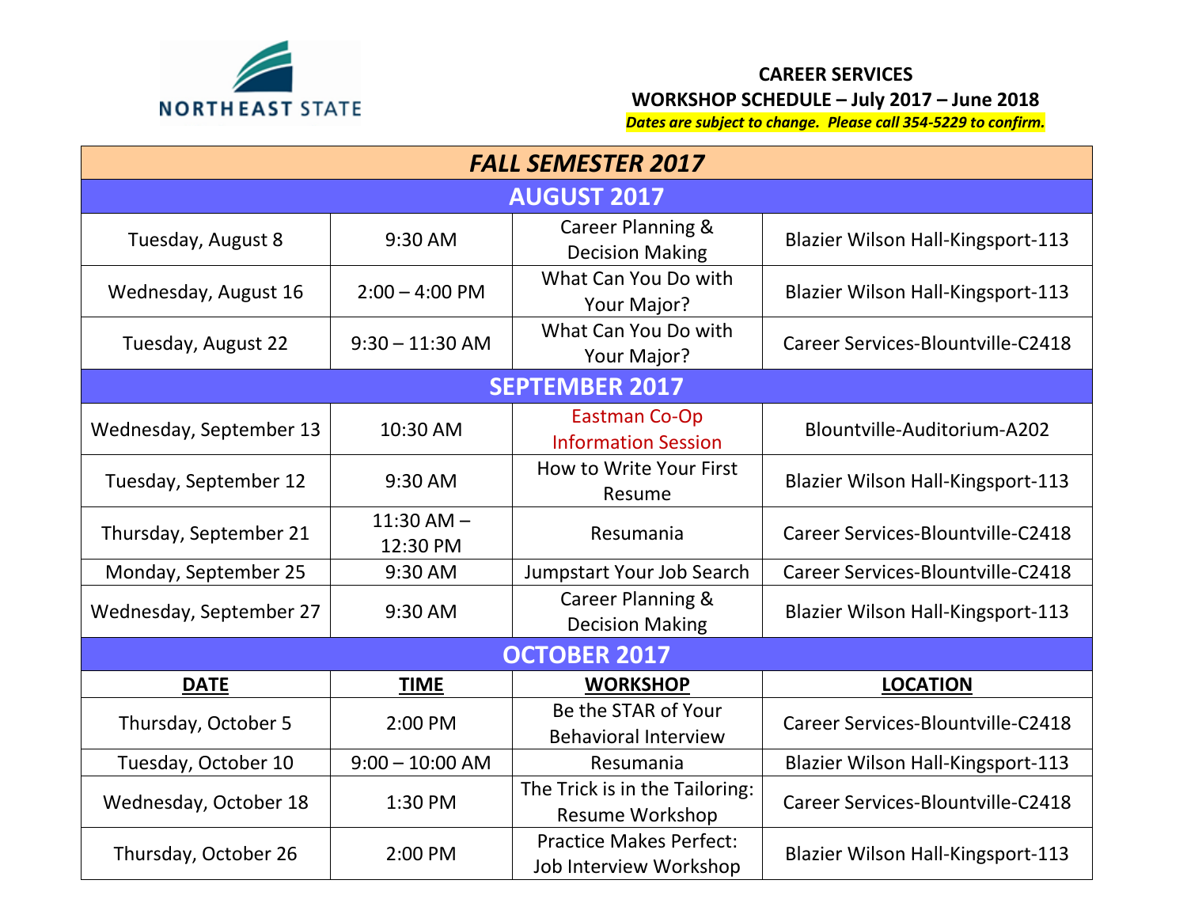NORTHEAST STATE

**CAREER SERVICES**

**WORKSHOP SCHEDULE – July 2017 – June 2018**

***Dates are subject to change. Please call 354-5229 to confirm.***

| ***FALL SEMESTER 2017*** | | | |
|---|---|---|---|
| **AUGUST 2017** | | | |
| Tuesday, August 8 | 9:30 AM | Career Planning & Decision Making | Blazier Wilson Hall-Kingsport-113 |
| Wednesday, August 16 | 2:00 – 4:00 PM | What Can You Do with Your Major? | Blazier Wilson Hall-Kingsport-113 |
| Tuesday, August 22 | 9:30 – 11:30 AM | What Can You Do with Your Major? | Career Services-Blountville-C2418 |
| **SEPTEMBER 2017** | | | |
| Wednesday, September 13 | 10:30 AM | Eastman Co-Op Information Session | Blountville-Auditorium-A202 |
| Tuesday, September 12 | 9:30 AM | How to Write Your First Resume | Blazier Wilson Hall-Kingsport-113 |
| Thursday, September 21 | 11:30 AM – 12:30 PM | Resumania | Career Services-Blountville-C2418 |
| Monday, September 25 | 9:30 AM | Jumpstart Your Job Search | Career Services-Blountville-C2418 |
| Wednesday, September 27 | 9:30 AM | Career Planning & Decision Making | Blazier Wilson Hall-Kingsport-113 |
| **OCTOBER 2017** | | | |
| **DATE** | **TIME** | **WORKSHOP** | **LOCATION** |
| Thursday, October 5 | 2:00 PM | Be the STAR of Your Behavioral Interview | Career Services-Blountville-C2418 |
| Tuesday, October 10 | 9:00 – 10:00 AM | Resumania | Blazier Wilson Hall-Kingsport-113 |
| Wednesday, October 18 | 1:30 PM | The Trick is in the Tailoring: Resume Workshop | Career Services-Blountville-C2418 |
| Thursday, October 26 | 2:00 PM | Practice Makes Perfect: Job Interview Workshop | Blazier Wilson Hall-Kingsport-113 |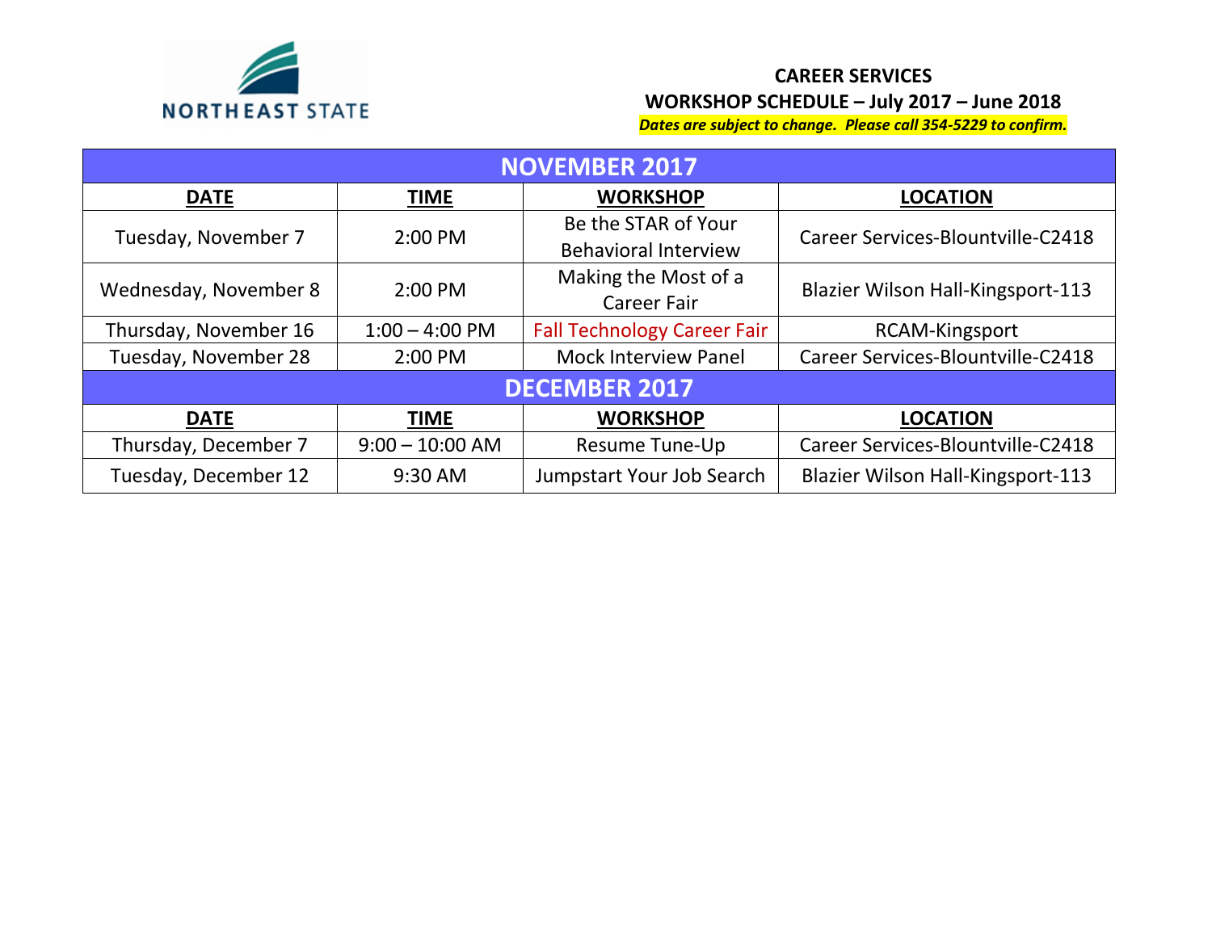NORTHEAST STATE

**CAREER SERVICES**
**WORKSHOP SCHEDULE – July 2017 – June 2018**
***Dates are subject to change. Please call 354-5229 to confirm.***

| NOVEMBER 2017 | | | |
|---|---|---|---|
| **DATE** | **TIME** | **WORKSHOP** | **LOCATION** |
| Tuesday, November 7 | 2:00 PM | Be the STAR of Your Behavioral Interview | Career Services-Blountville-C2418 |
| Wednesday, November 8 | 2:00 PM | Making the Most of a Career Fair | Blazier Wilson Hall-Kingsport-113 |
| Thursday, November 16 | 1:00 – 4:00 PM | Fall Technology Career Fair | RCAM-Kingsport |
| Tuesday, November 28 | 2:00 PM | Mock Interview Panel | Career Services-Blountville-C2418 |
| **DECEMBER 2017** | | | |
| **DATE** | **TIME** | **WORKSHOP** | **LOCATION** |
| Thursday, December 7 | 9:00 – 10:00 AM | Resume Tune-Up | Career Services-Blountville-C2418 |
| Tuesday, December 12 | 9:30 AM | Jumpstart Your Job Search | Blazier Wilson Hall-Kingsport-113 |